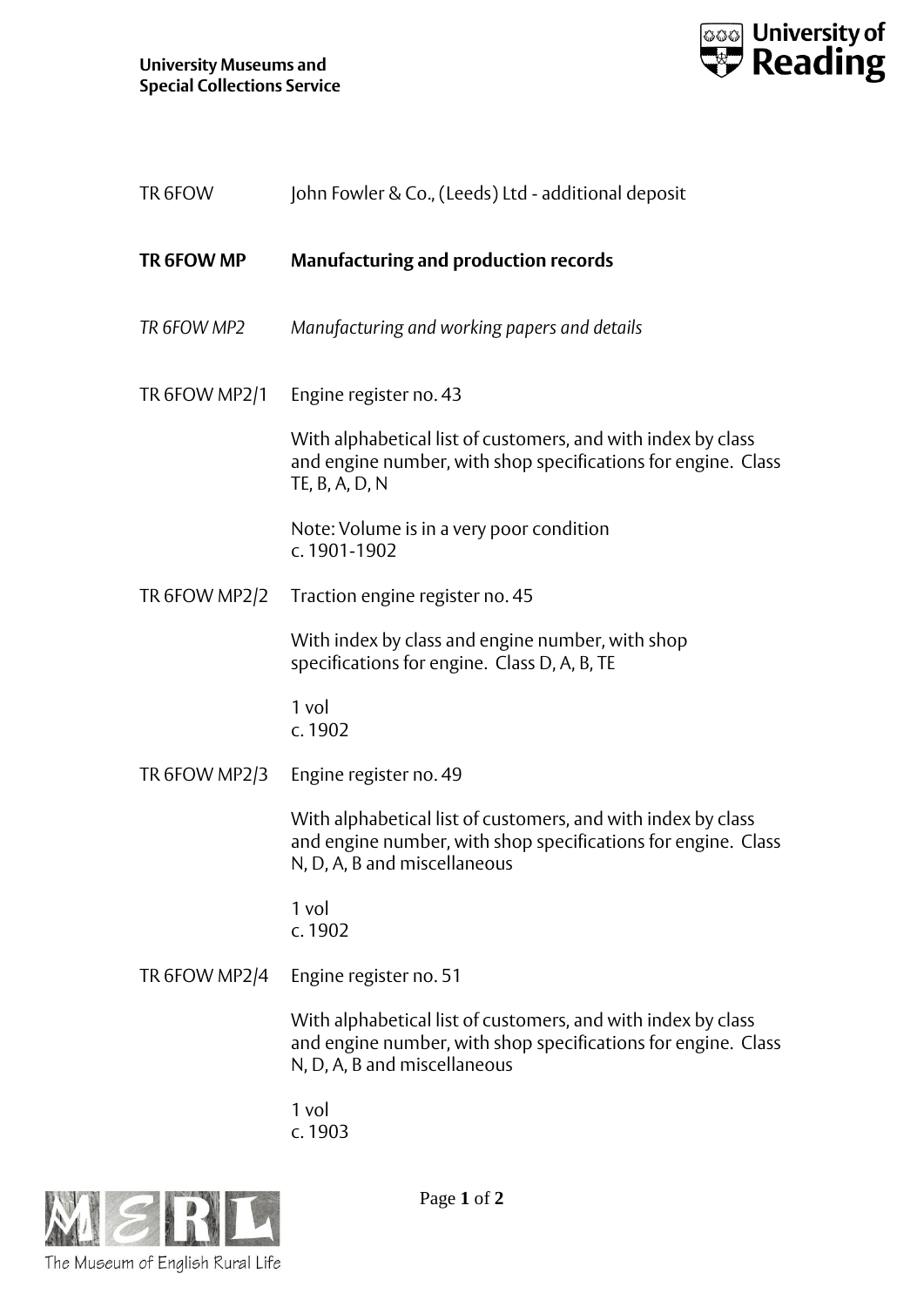TR 6FOW John Fowler & Co., (Leeds) Ltd - additional deposit

**TR 6FOW MP Manufacturing and production records**

*TR 6FOW MP2 Manufacturing and working papers and details*

TR 6FOW MP2/1 Engine register no. 43

With alphabetical list of customers, and with index by class and engine number, with shop specifications for engine. Class TE, B, A, D, N

Note: Volume is in a very poor condition
c. 1901-1902

TR 6FOW MP2/2 Traction engine register no. 45

With index by class and engine number, with shop specifications for engine. Class D, A, B, TE

1 vol
c. 1902

TR 6FOW MP2/3 Engine register no. 49

With alphabetical list of customers, and with index by class and engine number, with shop specifications for engine. Class N, D, A, B and miscellaneous

1 vol
c. 1902

TR 6FOW MP2/4 Engine register no. 51

With alphabetical list of customers, and with index by class and engine number, with shop specifications for engine. Class N, D, A, B and miscellaneous

1 vol
c. 1903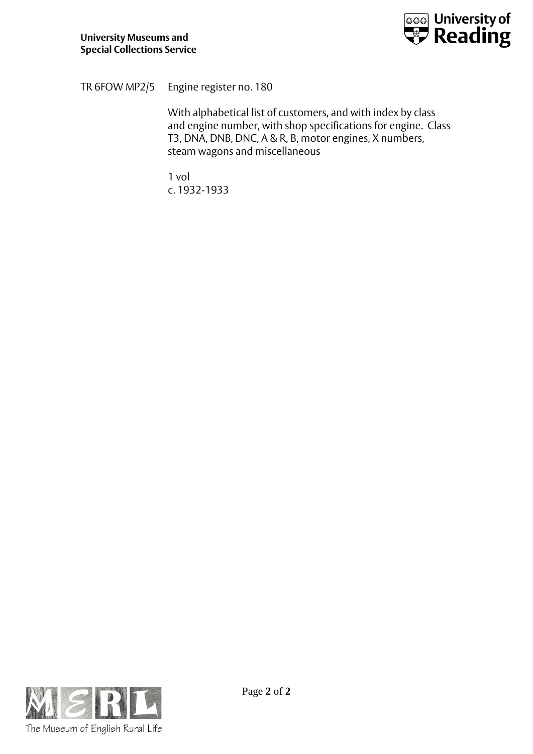TR 6FOW MP2/5 Engine register no. 180

With alphabetical list of customers, and with index by class and engine number, with shop specifications for engine. Class T3, DNA, DNB, DNC, A & R, B, motor engines, X numbers, steam wagons and miscellaneous

1 vol
c. 1932-1933